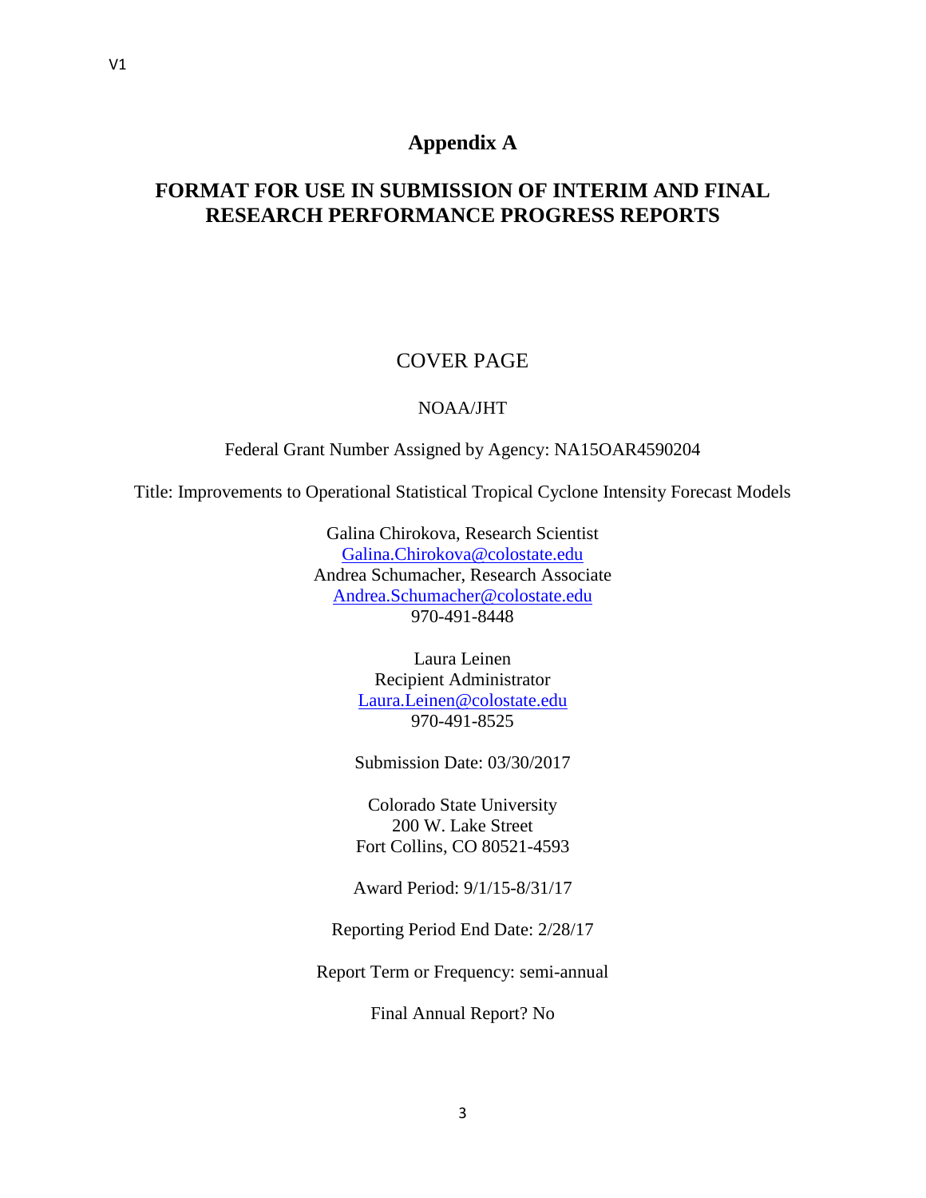# Appendix A

## FORMAT FOR USE IN SUBMISSION OF INTERIM AND FINAL RESEARCH PERFORMANCE PROGRESS REPORTS

COVER PAGE

NOAA/JHT

Federal Grant Number Assigned by Agency: NA15OAR4590204

Title: Improvements to Operational Statistical Tropical Cyclone Intensity Forecast Models

Galina Chirokova, Research Scientist
Galina.Chirokova@colostate.edu
Andrea Schumacher, Research Associate
Andrea.Schumacher@colostate.edu
970-491-8448

Laura Leinen
Recipient Administrator
Laura.Leinen@colostate.edu
970-491-8525

Submission Date: 03/30/2017

Colorado State University
200 W. Lake Street
Fort Collins, CO 80521-4593

Award Period: 9/1/15-8/31/17

Reporting Period End Date: 2/28/17

Report Term or Frequency: semi-annual

Final Annual Report? No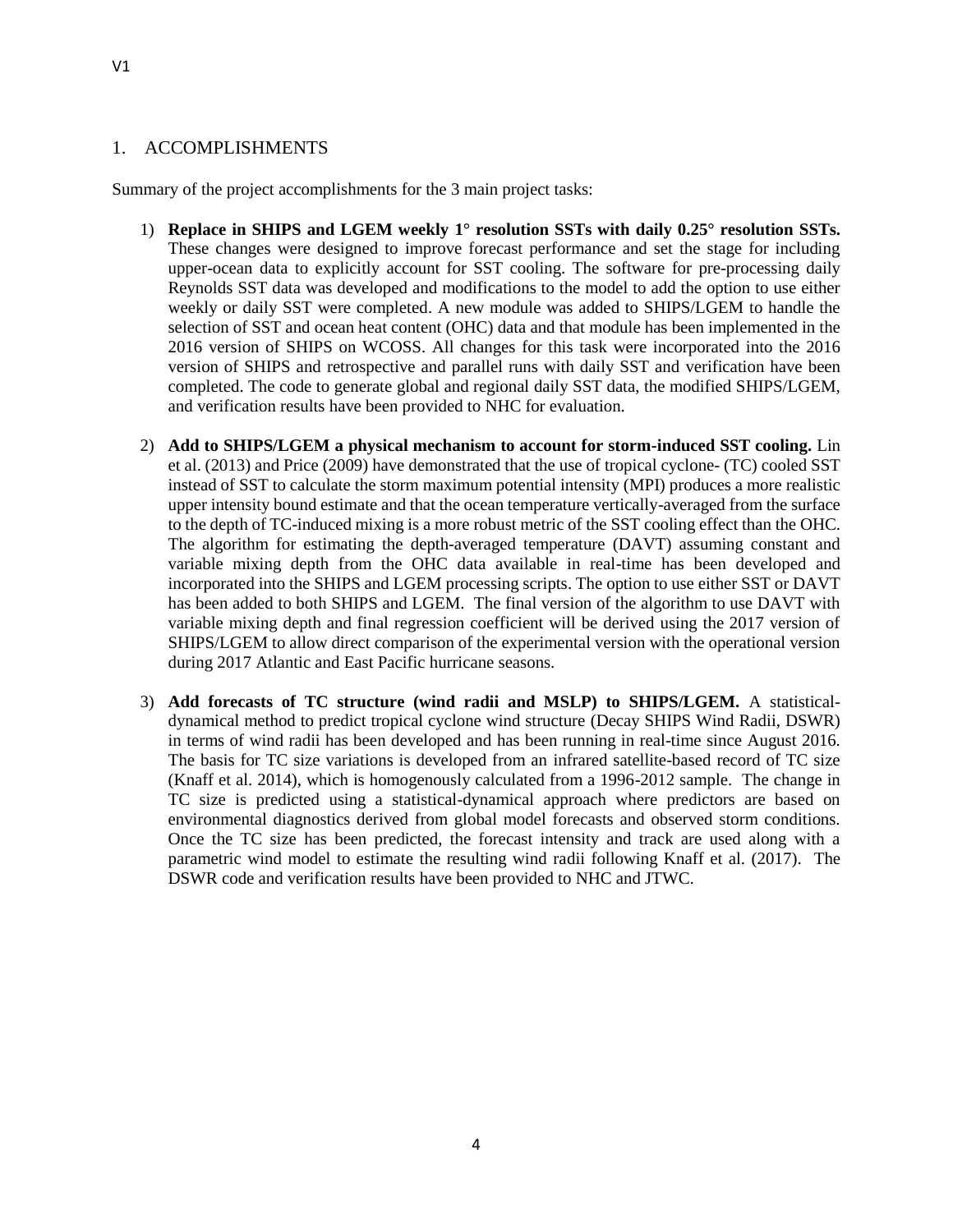## 1. ACCOMPLISHMENTS

Summary of the project accomplishments for the 3 main project tasks:

1) **Replace in SHIPS and LGEM weekly 1° resolution SSTs with daily 0.25° resolution SSTs.** These changes were designed to improve forecast performance and set the stage for including upper-ocean data to explicitly account for SST cooling. The software for pre-processing daily Reynolds SST data was developed and modifications to the model to add the option to use either weekly or daily SST were completed. A new module was added to SHIPS/LGEM to handle the selection of SST and ocean heat content (OHC) data and that module has been implemented in the 2016 version of SHIPS on WCOSS. All changes for this task were incorporated into the 2016 version of SHIPS and retrospective and parallel runs with daily SST and verification have been completed. The code to generate global and regional daily SST data, the modified SHIPS/LGEM, and verification results have been provided to NHC for evaluation.

2) **Add to SHIPS/LGEM a physical mechanism to account for storm-induced SST cooling.** Lin et al. (2013) and Price (2009) have demonstrated that the use of tropical cyclone- (TC) cooled SST instead of SST to calculate the storm maximum potential intensity (MPI) produces a more realistic upper intensity bound estimate and that the ocean temperature vertically-averaged from the surface to the depth of TC-induced mixing is a more robust metric of the SST cooling effect than the OHC. The algorithm for estimating the depth-averaged temperature (DAVT) assuming constant and variable mixing depth from the OHC data available in real-time has been developed and incorporated into the SHIPS and LGEM processing scripts. The option to use either SST or DAVT has been added to both SHIPS and LGEM. The final version of the algorithm to use DAVT with variable mixing depth and final regression coefficient will be derived using the 2017 version of SHIPS/LGEM to allow direct comparison of the experimental version with the operational version during 2017 Atlantic and East Pacific hurricane seasons.

3) **Add forecasts of TC structure (wind radii and MSLP) to SHIPS/LGEM.** A statistical-dynamical method to predict tropical cyclone wind structure (Decay SHIPS Wind Radii, DSWR) in terms of wind radii has been developed and has been running in real-time since August 2016. The basis for TC size variations is developed from an infrared satellite-based record of TC size (Knaff et al. 2014), which is homogenously calculated from a 1996-2012 sample. The change in TC size is predicted using a statistical-dynamical approach where predictors are based on environmental diagnostics derived from global model forecasts and observed storm conditions. Once the TC size has been predicted, the forecast intensity and track are used along with a parametric wind model to estimate the resulting wind radii following Knaff et al. (2017). The DSWR code and verification results have been provided to NHC and JTWC.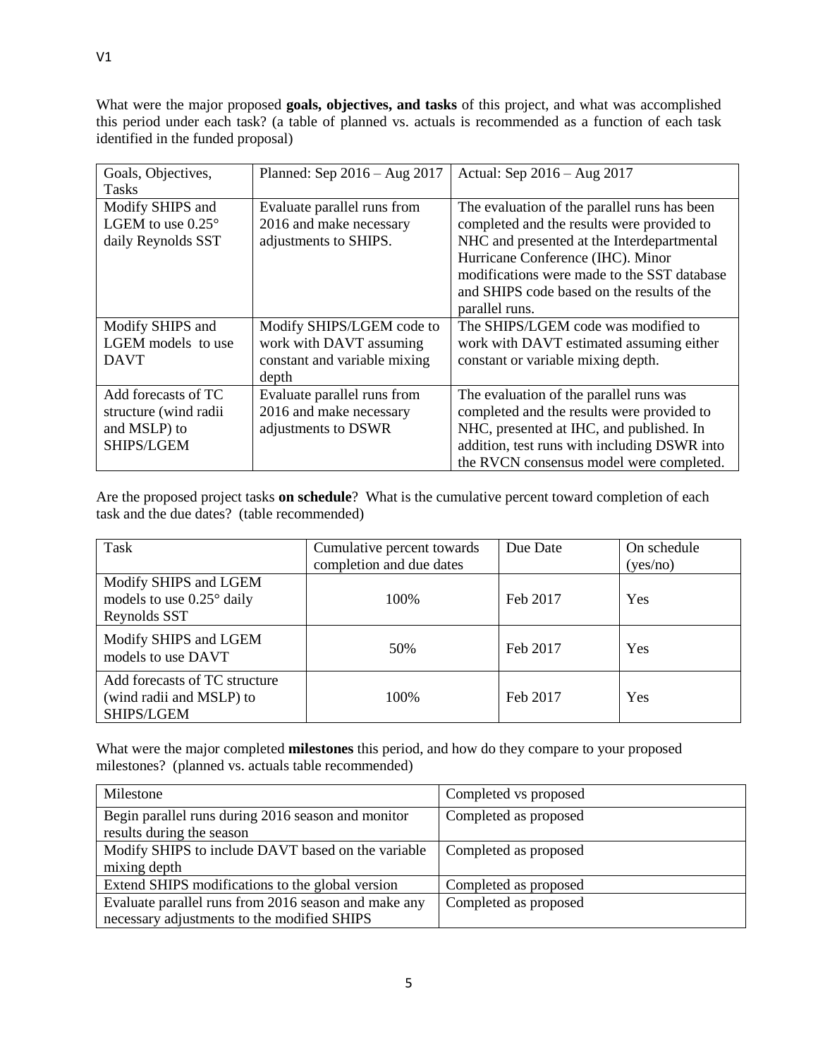What were the major proposed **goals, objectives, and tasks** of this project, and what was accomplished this period under each task? (a table of planned vs. actuals is recommended as a function of each task identified in the funded proposal)

| Goals, Objectives, Tasks | Planned: Sep 2016 – Aug 2017 | Actual: Sep 2016 – Aug 2017 |
|---|---|---|
| Modify SHIPS and LGEM to use 0.25° daily Reynolds SST | Evaluate parallel runs from 2016 and make necessary adjustments to SHIPS. | The evaluation of the parallel runs has been completed and the results were provided to NHC and presented at the Interdepartmental Hurricane Conference (IHC). Minor modifications were made to the SST database and SHIPS code based on the results of the parallel runs. |
| Modify SHIPS and LGEM models to use DAVT | Modify SHIPS/LGEM code to work with DAVT assuming constant and variable mixing depth | The SHIPS/LGEM code was modified to work with DAVT estimated assuming either constant or variable mixing depth. |
| Add forecasts of TC structure (wind radii and MSLP) to SHIPS/LGEM | Evaluate parallel runs from 2016 and make necessary adjustments to DSWR | The evaluation of the parallel runs was completed and the results were provided to NHC, presented at IHC, and published. In addition, test runs with including DSWR into the RVCN consensus model were completed. |

Are the proposed project tasks **on schedule**? What is the cumulative percent toward completion of each task and the due dates? (table recommended)

| Task | Cumulative percent towards completion and due dates | Due Date | On schedule (yes/no) |
|---|---|---|---|
| Modify SHIPS and LGEM models to use 0.25° daily Reynolds SST | 100% | Feb 2017 | Yes |
| Modify SHIPS and LGEM models to use DAVT | 50% | Feb 2017 | Yes |
| Add forecasts of TC structure (wind radii and MSLP) to SHIPS/LGEM | 100% | Feb 2017 | Yes |

What were the major completed **milestones** this period, and how do they compare to your proposed milestones? (planned vs. actuals table recommended)

| Milestone | Completed vs proposed |
|---|---|
| Begin parallel runs during 2016 season and monitor results during the season | Completed as proposed |
| Modify SHIPS to include DAVT based on the variable mixing depth | Completed as proposed |
| Extend SHIPS modifications to the global version | Completed as proposed |
| Evaluate parallel runs from 2016 season and make any necessary adjustments to the modified SHIPS | Completed as proposed |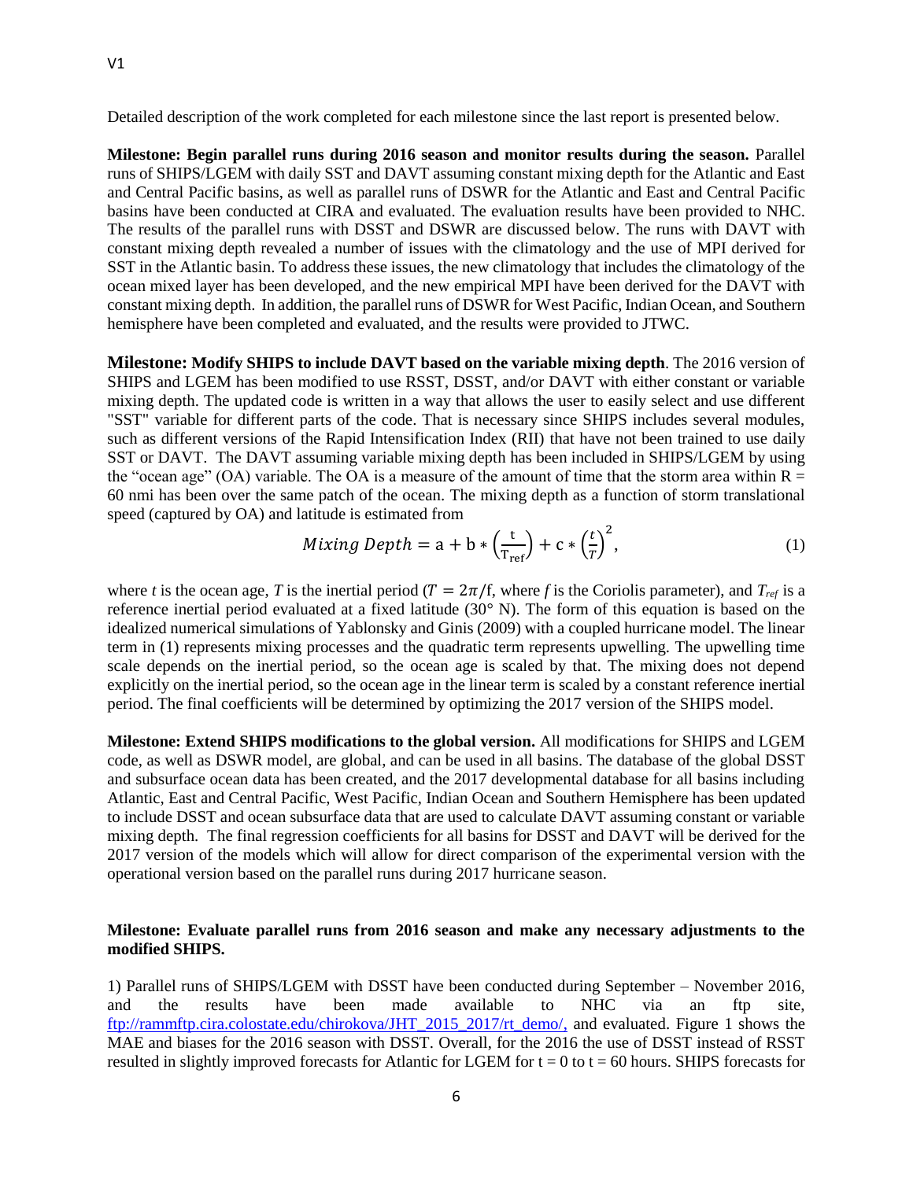Detailed description of the work completed for each milestone since the last report is presented below.

**Milestone: Begin parallel runs during 2016 season and monitor results during the season.** Parallel runs of SHIPS/LGEM with daily SST and DAVT assuming constant mixing depth for the Atlantic and East and Central Pacific basins, as well as parallel runs of DSWR for the Atlantic and East and Central Pacific basins have been conducted at CIRA and evaluated. The evaluation results have been provided to NHC. The results of the parallel runs with DSST and DSWR are discussed below. The runs with DAVT with constant mixing depth revealed a number of issues with the climatology and the use of MPI derived for SST in the Atlantic basin. To address these issues, the new climatology that includes the climatology of the ocean mixed layer has been developed, and the new empirical MPI have been derived for the DAVT with constant mixing depth. In addition, the parallel runs of DSWR for West Pacific, Indian Ocean, and Southern hemisphere have been completed and evaluated, and the results were provided to JTWC.

**Milestone: Modify SHIPS to include DAVT based on the variable mixing depth**. The 2016 version of SHIPS and LGEM has been modified to use RSST, DSST, and/or DAVT with either constant or variable mixing depth. The updated code is written in a way that allows the user to easily select and use different "SST" variable for different parts of the code. That is necessary since SHIPS includes several modules, such as different versions of the Rapid Intensification Index (RII) that have not been trained to use daily SST or DAVT. The DAVT assuming variable mixing depth has been included in SHIPS/LGEM by using the "ocean age" (OA) variable. The OA is a measure of the amount of time that the storm area within R = 60 nmi has been over the same patch of the ocean. The mixing depth as a function of storm translational speed (captured by OA) and latitude is estimated from

$$Mixing\ Depth = \mathrm{a} + \mathrm{b} * \left(\frac{\mathrm{t}}{\mathrm{T_{ref}}}\right) + \mathrm{c} * \left(\frac{t}{T}\right)^2, \tag{1}$$

where $t$ is the ocean age, $T$ is the inertial period ($T = 2\pi/\mathrm{f}$, where $f$ is the Coriolis parameter), and $T_{ref}$ is a reference inertial period evaluated at a fixed latitude (30° N). The form of this equation is based on the idealized numerical simulations of Yablonsky and Ginis (2009) with a coupled hurricane model. The linear term in (1) represents mixing processes and the quadratic term represents upwelling. The upwelling time scale depends on the inertial period, so the ocean age is scaled by that. The mixing does not depend explicitly on the inertial period, so the ocean age in the linear term is scaled by a constant reference inertial period. The final coefficients will be determined by optimizing the 2017 version of the SHIPS model.

**Milestone: Extend SHIPS modifications to the global version.** All modifications for SHIPS and LGEM code, as well as DSWR model, are global, and can be used in all basins. The database of the global DSST and subsurface ocean data has been created, and the 2017 developmental database for all basins including Atlantic, East and Central Pacific, West Pacific, Indian Ocean and Southern Hemisphere has been updated to include DSST and ocean subsurface data that are used to calculate DAVT assuming constant or variable mixing depth. The final regression coefficients for all basins for DSST and DAVT will be derived for the 2017 version of the models which will allow for direct comparison of the experimental version with the operational version based on the parallel runs during 2017 hurricane season.

**Milestone: Evaluate parallel runs from 2016 season and make any necessary adjustments to the modified SHIPS.**

1) Parallel runs of SHIPS/LGEM with DSST have been conducted during September – November 2016, and the results have been made available to NHC via an ftp site, ftp://rammftp.cira.colostate.edu/chirokova/JHT_2015_2017/rt_demo/, and evaluated. Figure 1 shows the MAE and biases for the 2016 season with DSST. Overall, for the 2016 the use of DSST instead of RSST resulted in slightly improved forecasts for Atlantic for LGEM for t = 0 to t = 60 hours. SHIPS forecasts for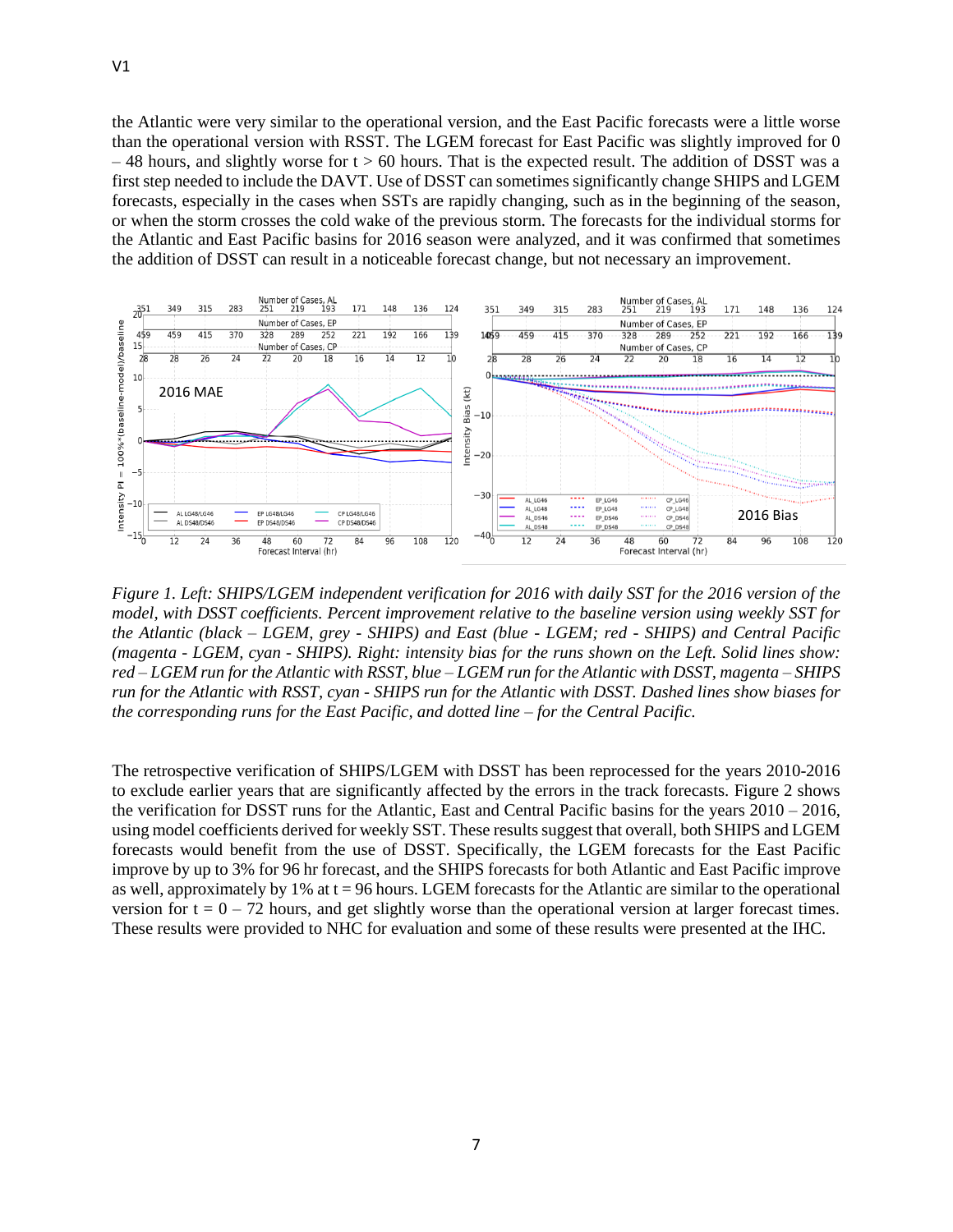the Atlantic were very similar to the operational version, and the East Pacific forecasts were a little worse than the operational version with RSST. The LGEM forecast for East Pacific was slightly improved for 0 – 48 hours, and slightly worse for t > 60 hours. That is the expected result. The addition of DSST was a first step needed to include the DAVT. Use of DSST can sometimes significantly change SHIPS and LGEM forecasts, especially in the cases when SSTs are rapidly changing, such as in the beginning of the season, or when the storm crosses the cold wake of the previous storm. The forecasts for the individual storms for the Atlantic and East Pacific basins for 2016 season were analyzed, and it was confirmed that sometimes the addition of DSST can result in a noticeable forecast change, but not necessary an improvement.

Number of Cases, AL
351 349 315 283 251 219 193 171 148 136 124
Number of Cases, EP
459 459 415 370 328 289 252 221 192 166 139
Number of Cases, CP
28 28 26 24 22 20 18 16 14 12 10

2016 MAE

Intensity PI = 100%*(baseline-model)/baseline

AL LG48/LG46
AL DS48/DS46
EP LG48/LG46
EP DS48/DS46
CP LG48/LG46
CP DS48/DS46

Forecast Interval (hr)

2016 Bias

Intensity Bias (kt)

AL_LG46
AL_LG48
AL_DS46
AL_DS48
EP_LG46
EP_LG48
EP_DS46
EP_DS48
CP_LG46
CP_LG48
CP_DS46
CP_DS48

Forecast Interval (hr)

*Figure 1. Left: SHIPS/LGEM independent verification for 2016 with daily SST for the 2016 version of the model, with DSST coefficients. Percent improvement relative to the baseline version using weekly SST for the Atlantic (black – LGEM, grey - SHIPS) and East (blue - LGEM; red - SHIPS) and Central Pacific (magenta - LGEM, cyan - SHIPS). Right: intensity bias for the runs shown on the Left. Solid lines show: red – LGEM run for the Atlantic with RSST, blue – LGEM run for the Atlantic with DSST, magenta – SHIPS run for the Atlantic with RSST, cyan - SHIPS run for the Atlantic with DSST. Dashed lines show biases for the corresponding runs for the East Pacific, and dotted line – for the Central Pacific.*

The retrospective verification of SHIPS/LGEM with DSST has been reprocessed for the years 2010-2016 to exclude earlier years that are significantly affected by the errors in the track forecasts. Figure 2 shows the verification for DSST runs for the Atlantic, East and Central Pacific basins for the years 2010 – 2016, using model coefficients derived for weekly SST. These results suggest that overall, both SHIPS and LGEM forecasts would benefit from the use of DSST. Specifically, the LGEM forecasts for the East Pacific improve by up to 3% for 96 hr forecast, and the SHIPS forecasts for both Atlantic and East Pacific improve as well, approximately by 1% at t = 96 hours. LGEM forecasts for the Atlantic are similar to the operational version for t = 0 – 72 hours, and get slightly worse than the operational version at larger forecast times. These results were provided to NHC for evaluation and some of these results were presented at the IHC.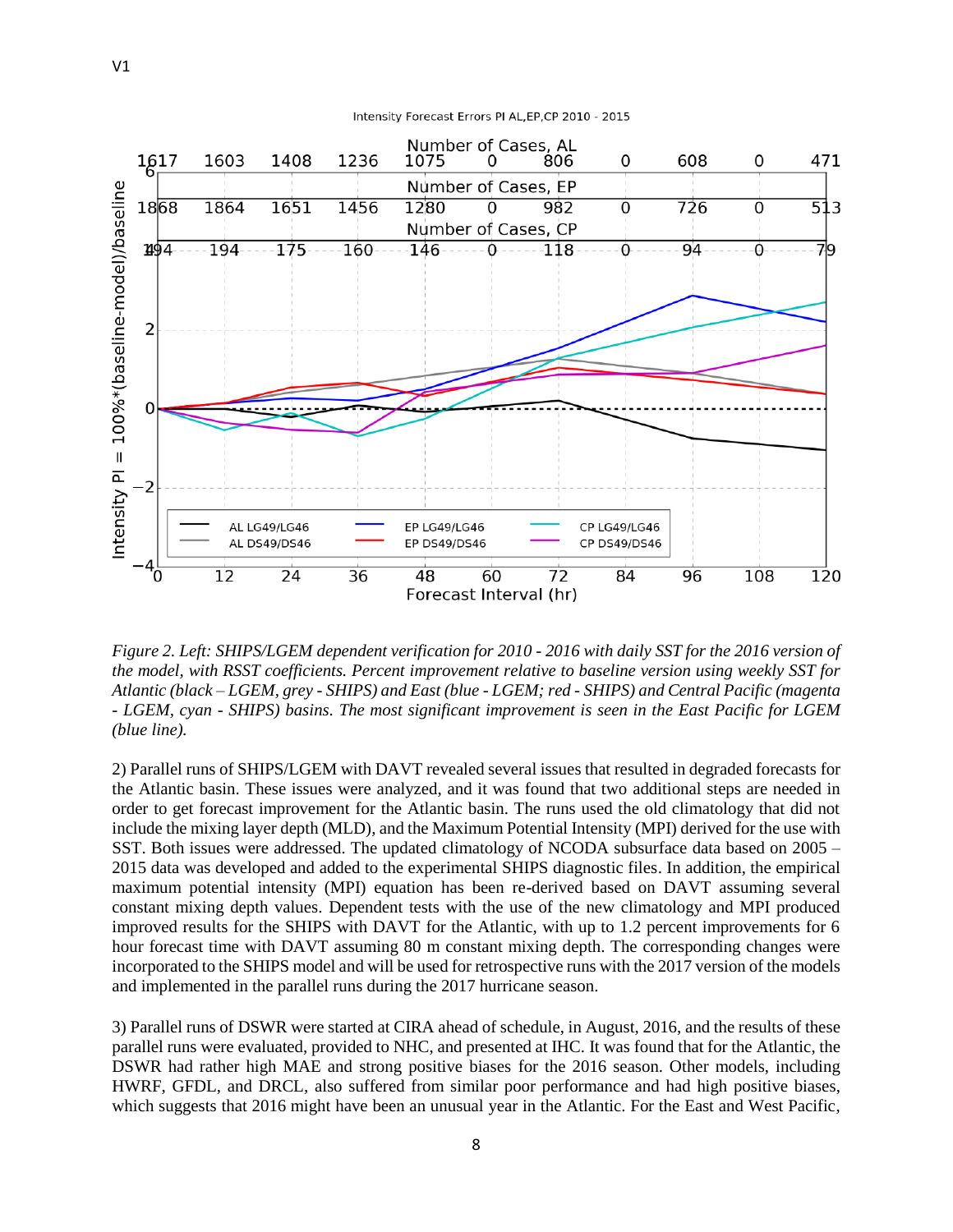Intensity Forecast Errors PI AL,EP,CP 2010 - 2015

Number of Cases, AL

1617 1603 1408 1236 1075 0 806 0 608 0 471

Number of Cases, EP

1868 1864 1651 1456 1280 0 982 0 726 0 513

Number of Cases, CP

194 194 175 160 146 0 118 0 94 0 79

Intensity PI = 100%*(baseline-model)/baseline

6, 2, 0, −2, −4

AL LG49/LG46
AL DS49/DS46
EP LG49/LG46
EP DS49/DS46
CP LG49/LG46
CP DS49/DS46

0 12 24 36 48 60 72 84 96 108 120

Forecast Interval (hr)

*Figure 2. Left: SHIPS/LGEM dependent verification for 2010 - 2016 with daily SST for the 2016 version of the model, with RSST coefficients. Percent improvement relative to baseline version using weekly SST for Atlantic (black – LGEM, grey - SHIPS) and East (blue - LGEM; red - SHIPS) and Central Pacific (magenta - LGEM, cyan - SHIPS) basins. The most significant improvement is seen in the East Pacific for LGEM (blue line).*

2) Parallel runs of SHIPS/LGEM with DAVT revealed several issues that resulted in degraded forecasts for the Atlantic basin. These issues were analyzed, and it was found that two additional steps are needed in order to get forecast improvement for the Atlantic basin. The runs used the old climatology that did not include the mixing layer depth (MLD), and the Maximum Potential Intensity (MPI) derived for the use with SST. Both issues were addressed. The updated climatology of NCODA subsurface data based on 2005 – 2015 data was developed and added to the experimental SHIPS diagnostic files. In addition, the empirical maximum potential intensity (MPI) equation has been re-derived based on DAVT assuming several constant mixing depth values. Dependent tests with the use of the new climatology and MPI produced improved results for the SHIPS with DAVT for the Atlantic, with up to 1.2 percent improvements for 6 hour forecast time with DAVT assuming 80 m constant mixing depth. The corresponding changes were incorporated to the SHIPS model and will be used for retrospective runs with the 2017 version of the models and implemented in the parallel runs during the 2017 hurricane season.

3) Parallel runs of DSWR were started at CIRA ahead of schedule, in August, 2016, and the results of these parallel runs were evaluated, provided to NHC, and presented at IHC. It was found that for the Atlantic, the DSWR had rather high MAE and strong positive biases for the 2016 season. Other models, including HWRF, GFDL, and DRCL, also suffered from similar poor performance and had high positive biases, which suggests that 2016 might have been an unusual year in the Atlantic. For the East and West Pacific,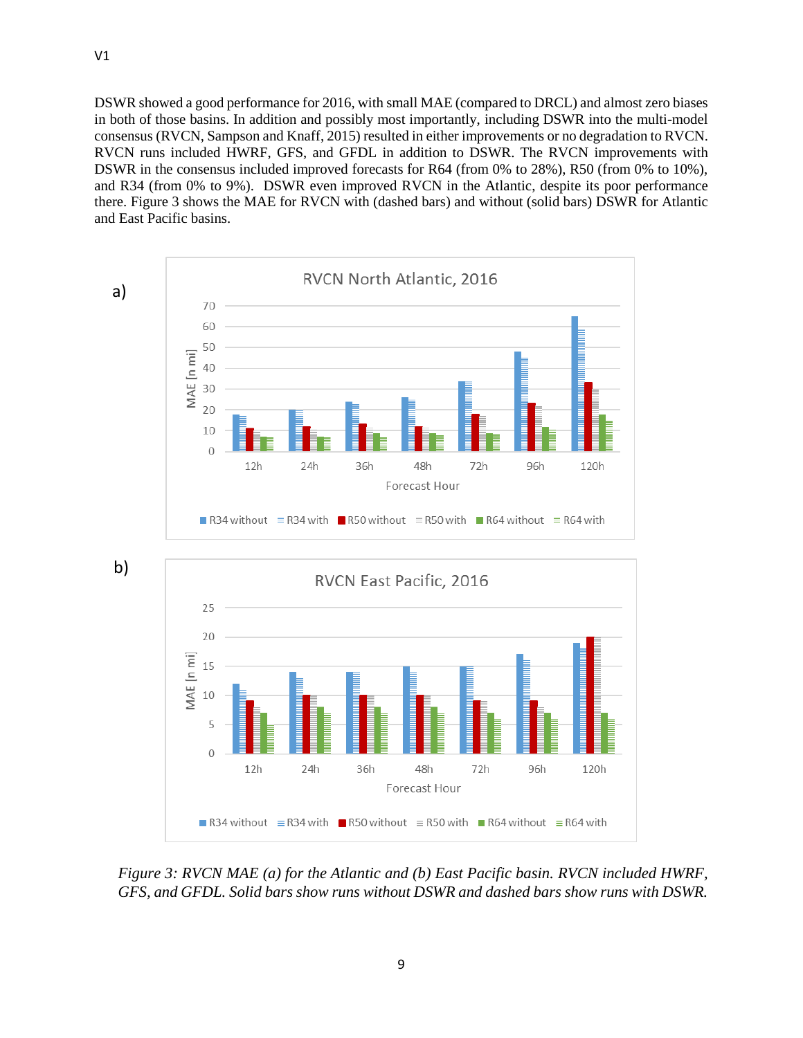DSWR showed a good performance for 2016, with small MAE (compared to DRCL) and almost zero biases in both of those basins. In addition and possibly most importantly, including DSWR into the multi-model consensus (RVCN, Sampson and Knaff, 2015) resulted in either improvements or no degradation to RVCN. RVCN runs included HWRF, GFS, and GFDL in addition to DSWR. The RVCN improvements with DSWR in the consensus included improved forecasts for R64 (from 0% to 28%), R50 (from 0% to 10%), and R34 (from 0% to 9%). DSWR even improved RVCN in the Atlantic, despite its poor performance there. Figure 3 shows the MAE for RVCN with (dashed bars) and without (solid bars) DSWR for Atlantic and East Pacific basins.

a)

RVCN North Atlantic, 2016

MAE [n mi]

0 10 20 30 40 50 60 70

12h 24h 36h 48h 72h 96h 120h

Forecast Hour

R34 without R34 with R50 without R50 with R64 without R64 with

b)

RVCN East Pacific, 2016

MAE [n mi]

0 5 10 15 20 25

12h 24h 36h 48h 72h 96h 120h

Forecast Hour

R34 without R34 with R50 without R50 with R64 without R64 with

*Figure 3: RVCN MAE (a) for the Atlantic and (b) East Pacific basin. RVCN included HWRF, GFS, and GFDL. Solid bars show runs without DSWR and dashed bars show runs with DSWR.*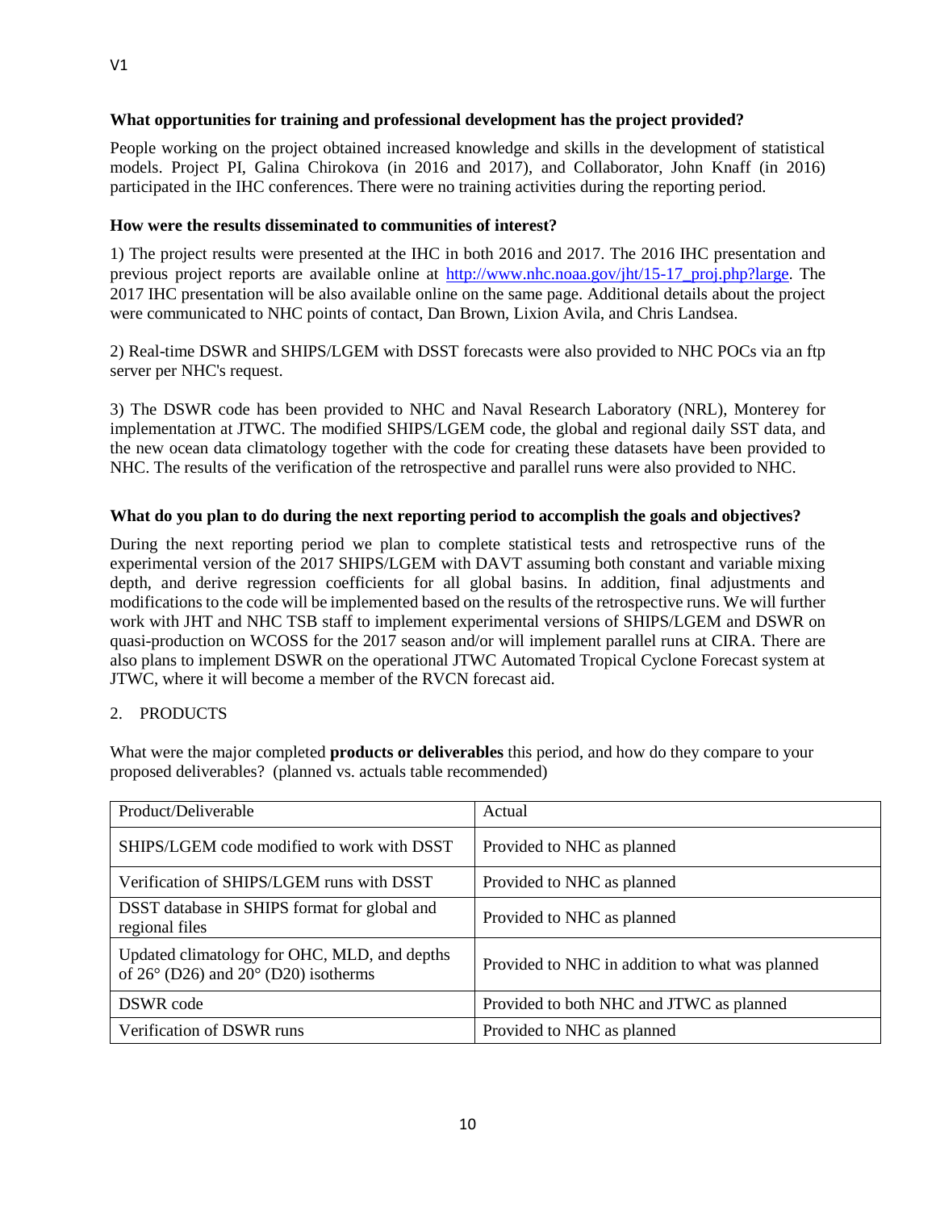**What opportunities for training and professional development has the project provided?**

People working on the project obtained increased knowledge and skills in the development of statistical models. Project PI, Galina Chirokova (in 2016 and 2017), and Collaborator, John Knaff (in 2016) participated in the IHC conferences. There were no training activities during the reporting period.

**How were the results disseminated to communities of interest?**

1) The project results were presented at the IHC in both 2016 and 2017. The 2016 IHC presentation and previous project reports are available online at [http://www.nhc.noaa.gov/jht/15-17_proj.php?large](http://www.nhc.noaa.gov/jht/15-17_proj.php?large). The 2017 IHC presentation will be also available online on the same page. Additional details about the project were communicated to NHC points of contact, Dan Brown, Lixion Avila, and Chris Landsea.

2) Real-time DSWR and SHIPS/LGEM with DSST forecasts were also provided to NHC POCs via an ftp server per NHC's request.

3) The DSWR code has been provided to NHC and Naval Research Laboratory (NRL), Monterey for implementation at JTWC. The modified SHIPS/LGEM code, the global and regional daily SST data, and the new ocean data climatology together with the code for creating these datasets have been provided to NHC. The results of the verification of the retrospective and parallel runs were also provided to NHC.

**What do you plan to do during the next reporting period to accomplish the goals and objectives?**

During the next reporting period we plan to complete statistical tests and retrospective runs of the experimental version of the 2017 SHIPS/LGEM with DAVT assuming both constant and variable mixing depth, and derive regression coefficients for all global basins. In addition, final adjustments and modifications to the code will be implemented based on the results of the retrospective runs. We will further work with JHT and NHC TSB staff to implement experimental versions of SHIPS/LGEM and DSWR on quasi-production on WCOSS for the 2017 season and/or will implement parallel runs at CIRA. There are also plans to implement DSWR on the operational JTWC Automated Tropical Cyclone Forecast system at JTWC, where it will become a member of the RVCN forecast aid.

2. PRODUCTS

What were the major completed **products or deliverables** this period, and how do they compare to your proposed deliverables? (planned vs. actuals table recommended)

| Product/Deliverable | Actual |
|---|---|
| SHIPS/LGEM code modified to work with DSST | Provided to NHC as planned |
| Verification of SHIPS/LGEM runs with DSST | Provided to NHC as planned |
| DSST database in SHIPS format for global and regional files | Provided to NHC as planned |
| Updated climatology for OHC, MLD, and depths of 26° (D26) and 20° (D20) isotherms | Provided to NHC in addition to what was planned |
| DSWR code | Provided to both NHC and JTWC as planned |
| Verification of DSWR runs | Provided to NHC as planned |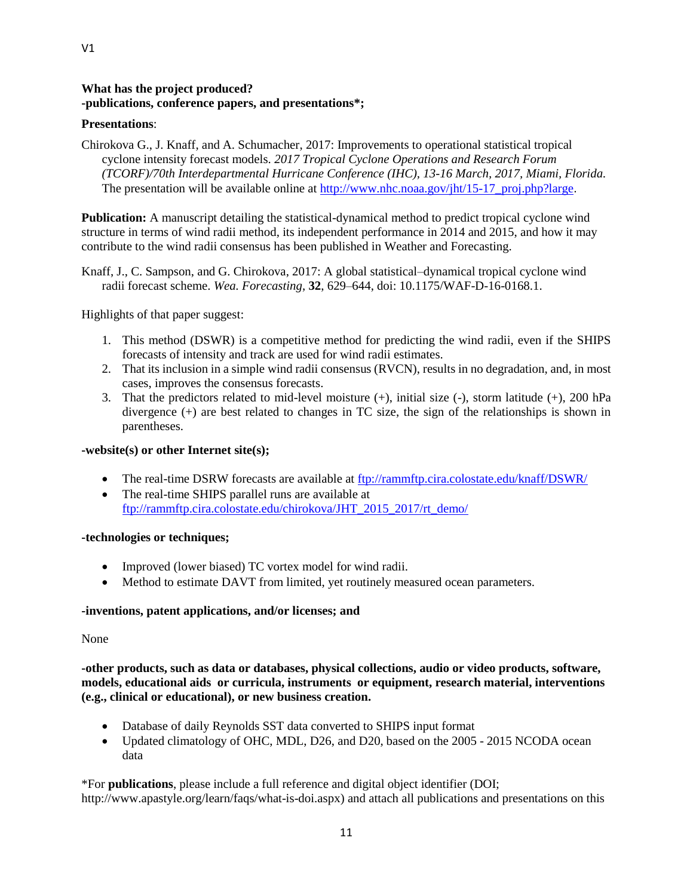**What has the project produced?**
**-publications, conference papers, and presentations*;**

**Presentations**:

Chirokova G., J. Knaff, and A. Schumacher, 2017: Improvements to operational statistical tropical cyclone intensity forecast models. *2017 Tropical Cyclone Operations and Research Forum (TCORF)/70th Interdepartmental Hurricane Conference (IHC), 13-16 March, 2017, Miami, Florida.* The presentation will be available online at [http://www.nhc.noaa.gov/jht/15-17_proj.php?large](http://www.nhc.noaa.gov/jht/15-17_proj.php?large).

**Publication:** A manuscript detailing the statistical-dynamical method to predict tropical cyclone wind structure in terms of wind radii method, its independent performance in 2014 and 2015, and how it may contribute to the wind radii consensus has been published in Weather and Forecasting.

Knaff, J., C. Sampson, and G. Chirokova, 2017: A global statistical–dynamical tropical cyclone wind radii forecast scheme. *Wea. Forecasting*, **32**, 629–644, doi: 10.1175/WAF-D-16-0168.1.

Highlights of that paper suggest:

1. This method (DSWR) is a competitive method for predicting the wind radii, even if the SHIPS forecasts of intensity and track are used for wind radii estimates.
2. That its inclusion in a simple wind radii consensus (RVCN), results in no degradation, and, in most cases, improves the consensus forecasts.
3. That the predictors related to mid-level moisture (+), initial size (-), storm latitude (+), 200 hPa divergence (+) are best related to changes in TC size, the sign of the relationships is shown in parentheses.

**-website(s) or other Internet site(s);**

- The real-time DSRW forecasts are available at [ftp://rammftp.cira.colostate.edu/knaff/DSWR/](ftp://rammftp.cira.colostate.edu/knaff/DSWR/)
- The real-time SHIPS parallel runs are available at [ftp://rammftp.cira.colostate.edu/chirokova/JHT_2015_2017/rt_demo/](ftp://rammftp.cira.colostate.edu/chirokova/JHT_2015_2017/rt_demo/)

**-technologies or techniques;**

- Improved (lower biased) TC vortex model for wind radii.
- Method to estimate DAVT from limited, yet routinely measured ocean parameters.

**-inventions, patent applications, and/or licenses; and**

None

**-other products, such as data or databases, physical collections, audio or video products, software, models, educational aids or curricula, instruments or equipment, research material, interventions (e.g., clinical or educational), or new business creation.**

- Database of daily Reynolds SST data converted to SHIPS input format
- Updated climatology of OHC, MDL, D26, and D20, based on the 2005 - 2015 NCODA ocean data

*For **publications**, please include a full reference and digital object identifier (DOI; http://www.apastyle.org/learn/faqs/what-is-doi.aspx) and attach all publications and presentations on this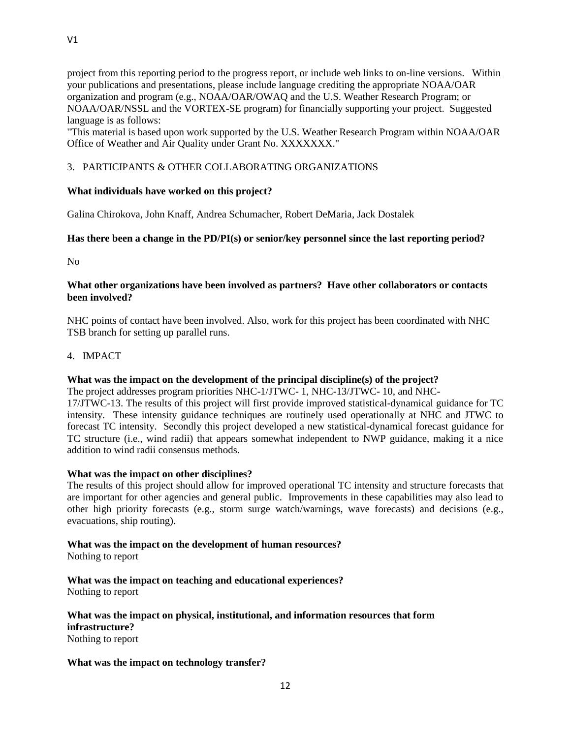project from this reporting period to the progress report, or include web links to on-line versions. Within your publications and presentations, please include language crediting the appropriate NOAA/OAR organization and program (e.g., NOAA/OAR/OWAQ and the U.S. Weather Research Program; or NOAA/OAR/NSSL and the VORTEX-SE program) for financially supporting your project. Suggested language is as follows:

"This material is based upon work supported by the U.S. Weather Research Program within NOAA/OAR Office of Weather and Air Quality under Grant No. XXXXXXX."

## 3. PARTICIPANTS & OTHER COLLABORATING ORGANIZATIONS

**What individuals have worked on this project?**

Galina Chirokova, John Knaff, Andrea Schumacher, Robert DeMaria, Jack Dostalek

**Has there been a change in the PD/PI(s) or senior/key personnel since the last reporting period?**

No

**What other organizations have been involved as partners? Have other collaborators or contacts been involved?**

NHC points of contact have been involved. Also, work for this project has been coordinated with NHC TSB branch for setting up parallel runs.

## 4. IMPACT

**What was the impact on the development of the principal discipline(s) of the project?**

The project addresses program priorities NHC-1/JTWC- 1, NHC-13/JTWC- 10, and NHC-17/JTWC-13. The results of this project will first provide improved statistical-dynamical guidance for TC intensity. These intensity guidance techniques are routinely used operationally at NHC and JTWC to forecast TC intensity. Secondly this project developed a new statistical-dynamical forecast guidance for TC structure (i.e., wind radii) that appears somewhat independent to NWP guidance, making it a nice addition to wind radii consensus methods.

**What was the impact on other disciplines?**

The results of this project should allow for improved operational TC intensity and structure forecasts that are important for other agencies and general public. Improvements in these capabilities may also lead to other high priority forecasts (e.g., storm surge watch/warnings, wave forecasts) and decisions (e.g., evacuations, ship routing).

**What was the impact on the development of human resources?**

Nothing to report

**What was the impact on teaching and educational experiences?**

Nothing to report

**What was the impact on physical, institutional, and information resources that form infrastructure?**

Nothing to report

**What was the impact on technology transfer?**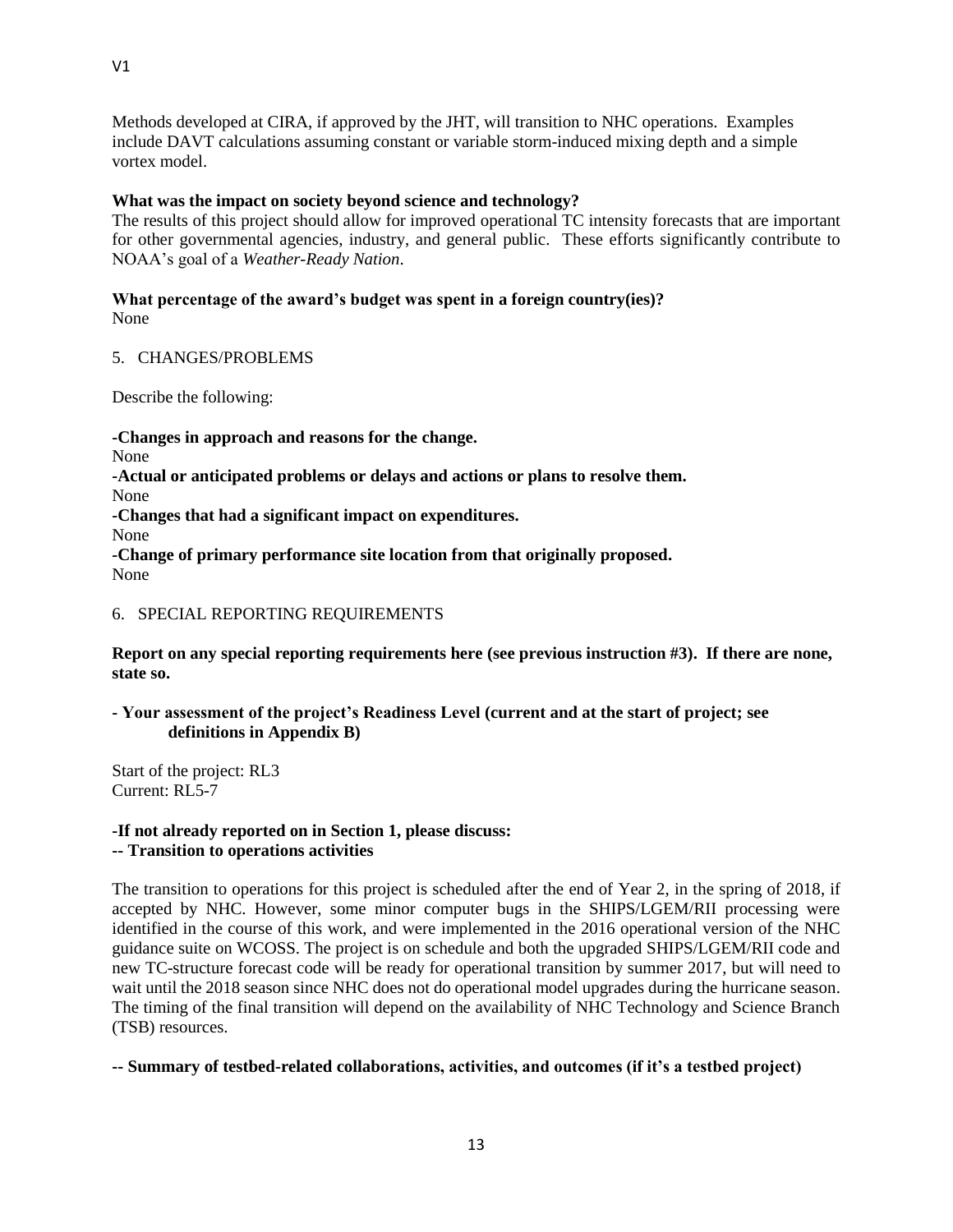Methods developed at CIRA, if approved by the JHT, will transition to NHC operations. Examples include DAVT calculations assuming constant or variable storm-induced mixing depth and a simple vortex model.

**What was the impact on society beyond science and technology?**

The results of this project should allow for improved operational TC intensity forecasts that are important for other governmental agencies, industry, and general public. These efforts significantly contribute to NOAA's goal of a *Weather-Ready Nation*.

**What percentage of the award's budget was spent in a foreign country(ies)?**

None

## 5. CHANGES/PROBLEMS

Describe the following:

**-Changes in approach and reasons for the change.**

None

**-Actual or anticipated problems or delays and actions or plans to resolve them.**

None

**-Changes that had a significant impact on expenditures.**

None

**-Change of primary performance site location from that originally proposed.**

None

## 6. SPECIAL REPORTING REQUIREMENTS

**Report on any special reporting requirements here (see previous instruction #3). If there are none, state so.**

**- Your assessment of the project's Readiness Level (current and at the start of project; see definitions in Appendix B)**

Start of the project: RL3
Current: RL5-7

**-If not already reported on in Section 1, please discuss:**
**-- Transition to operations activities**

The transition to operations for this project is scheduled after the end of Year 2, in the spring of 2018, if accepted by NHC. However, some minor computer bugs in the SHIPS/LGEM/RII processing were identified in the course of this work, and were implemented in the 2016 operational version of the NHC guidance suite on WCOSS. The project is on schedule and both the upgraded SHIPS/LGEM/RII code and new TC-structure forecast code will be ready for operational transition by summer 2017, but will need to wait until the 2018 season since NHC does not do operational model upgrades during the hurricane season. The timing of the final transition will depend on the availability of NHC Technology and Science Branch (TSB) resources.

**-- Summary of testbed-related collaborations, activities, and outcomes (if it's a testbed project)**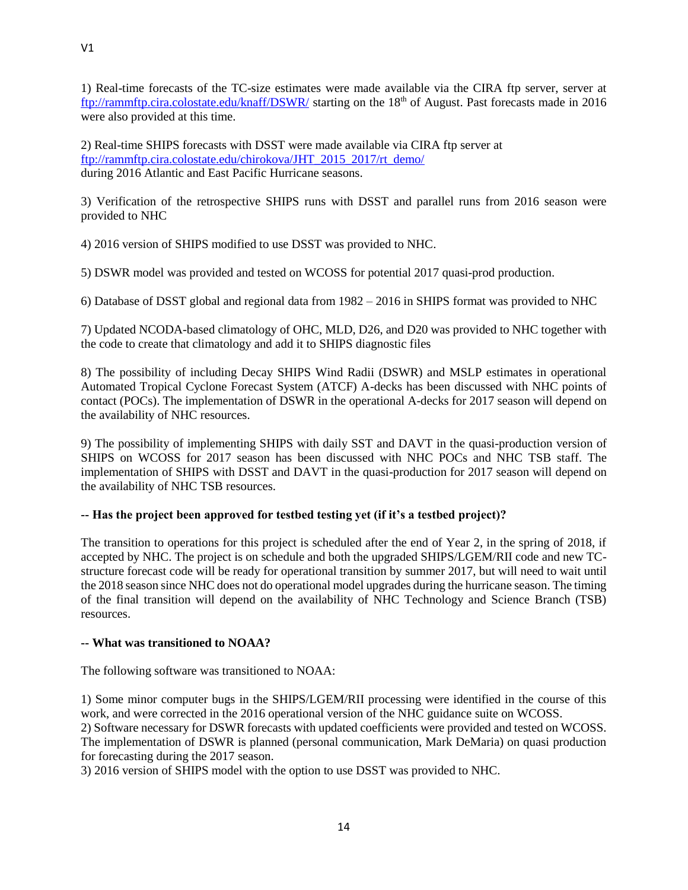1) Real-time forecasts of the TC-size estimates were made available via the CIRA ftp server, server at ftp://rammftp.cira.colostate.edu/knaff/DSWR/ starting on the 18th of August. Past forecasts made in 2016 were also provided at this time.

2) Real-time SHIPS forecasts with DSST were made available via CIRA ftp server at ftp://rammftp.cira.colostate.edu/chirokova/JHT_2015_2017/rt_demo/ during 2016 Atlantic and East Pacific Hurricane seasons.

3) Verification of the retrospective SHIPS runs with DSST and parallel runs from 2016 season were provided to NHC

4) 2016 version of SHIPS modified to use DSST was provided to NHC.

5) DSWR model was provided and tested on WCOSS for potential 2017 quasi-prod production.

6) Database of DSST global and regional data from 1982 – 2016 in SHIPS format was provided to NHC

7) Updated NCODA-based climatology of OHC, MLD, D26, and D20 was provided to NHC together with the code to create that climatology and add it to SHIPS diagnostic files

8) The possibility of including Decay SHIPS Wind Radii (DSWR) and MSLP estimates in operational Automated Tropical Cyclone Forecast System (ATCF) A-decks has been discussed with NHC points of contact (POCs). The implementation of DSWR in the operational A-decks for 2017 season will depend on the availability of NHC resources.

9) The possibility of implementing SHIPS with daily SST and DAVT in the quasi-production version of SHIPS on WCOSS for 2017 season has been discussed with NHC POCs and NHC TSB staff. The implementation of SHIPS with DSST and DAVT in the quasi-production for 2017 season will depend on the availability of NHC TSB resources.

**-- Has the project been approved for testbed testing yet (if it's a testbed project)?**

The transition to operations for this project is scheduled after the end of Year 2, in the spring of 2018, if accepted by NHC. The project is on schedule and both the upgraded SHIPS/LGEM/RII code and new TC-structure forecast code will be ready for operational transition by summer 2017, but will need to wait until the 2018 season since NHC does not do operational model upgrades during the hurricane season. The timing of the final transition will depend on the availability of NHC Technology and Science Branch (TSB) resources.

**-- What was transitioned to NOAA?**

The following software was transitioned to NOAA:

1) Some minor computer bugs in the SHIPS/LGEM/RII processing were identified in the course of this work, and were corrected in the 2016 operational version of the NHC guidance suite on WCOSS.
2) Software necessary for DSWR forecasts with updated coefficients were provided and tested on WCOSS. The implementation of DSWR is planned (personal communication, Mark DeMaria) on quasi production for forecasting during the 2017 season.
3) 2016 version of SHIPS model with the option to use DSST was provided to NHC.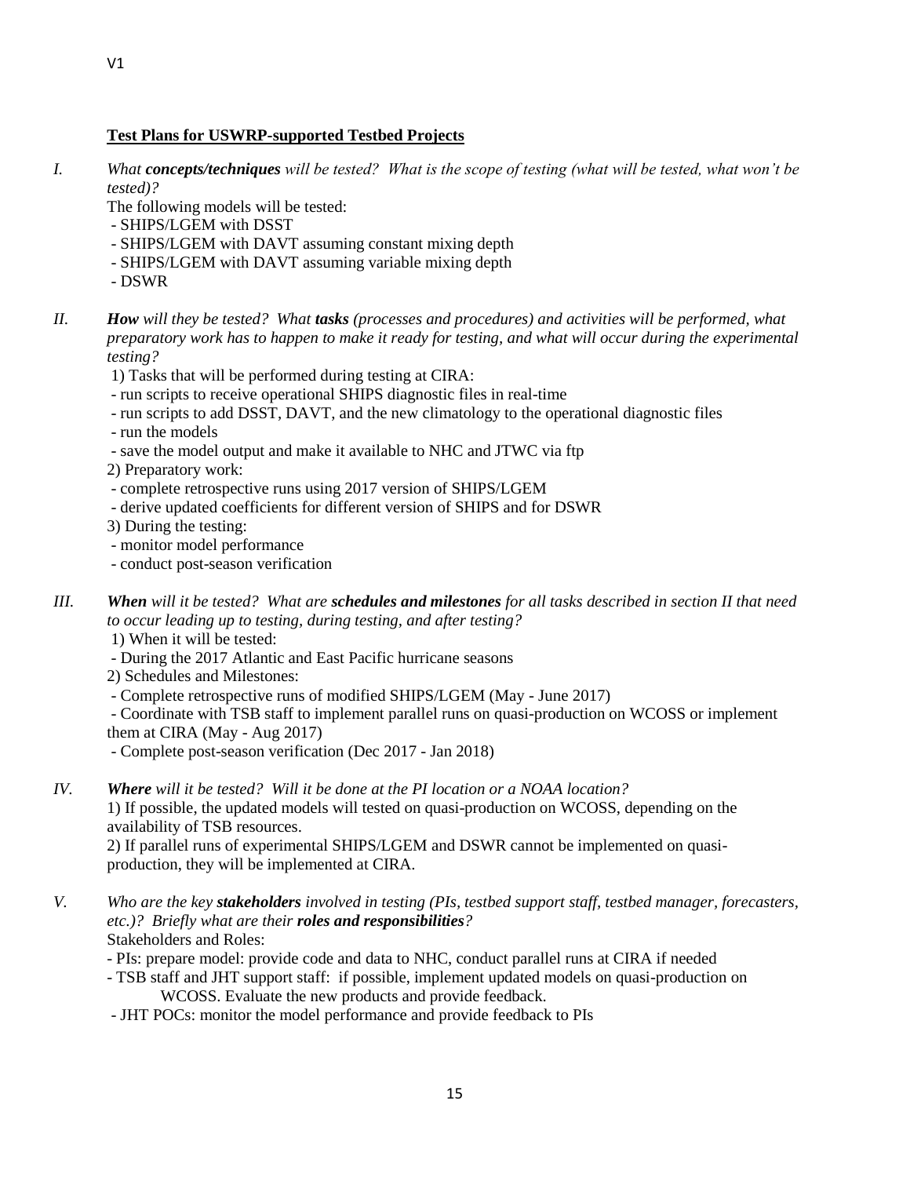V1

## Test Plans for USWRP-supported Testbed Projects

*I. What **concepts/techniques** will be tested? What is the scope of testing (what will be tested, what won't be tested)?*

The following models will be tested:

- SHIPS/LGEM with DSST
- SHIPS/LGEM with DAVT assuming constant mixing depth
- SHIPS/LGEM with DAVT assuming variable mixing depth
- DSWR

*II. **How** will they be tested? What **tasks** (processes and procedures) and activities will be performed, what preparatory work has to happen to make it ready for testing, and what will occur during the experimental testing?*

1) Tasks that will be performed during testing at CIRA:

- run scripts to receive operational SHIPS diagnostic files in real-time
- run scripts to add DSST, DAVT, and the new climatology to the operational diagnostic files
- run the models
- save the model output and make it available to NHC and JTWC via ftp

2) Preparatory work:

- complete retrospective runs using 2017 version of SHIPS/LGEM
- derive updated coefficients for different version of SHIPS and for DSWR

3) During the testing:

- monitor model performance
- conduct post-season verification

*III. **When** will it be tested? What are **schedules and milestones** for all tasks described in section II that need to occur leading up to testing, during testing, and after testing?*

1) When it will be tested:

- During the 2017 Atlantic and East Pacific hurricane seasons

2) Schedules and Milestones:

- Complete retrospective runs of modified SHIPS/LGEM (May - June 2017)
- Coordinate with TSB staff to implement parallel runs on quasi-production on WCOSS or implement them at CIRA (May - Aug 2017)
- Complete post-season verification (Dec 2017 - Jan 2018)

*IV. **Where** will it be tested? Will it be done at the PI location or a NOAA location?*

1) If possible, the updated models will tested on quasi-production on WCOSS, depending on the availability of TSB resources.

2) If parallel runs of experimental SHIPS/LGEM and DSWR cannot be implemented on quasi-production, they will be implemented at CIRA.

*V. Who are the key **stakeholders** involved in testing (PIs, testbed support staff, testbed manager, forecasters, etc.)? Briefly what are their **roles and responsibilities**?*

Stakeholders and Roles:

- PIs: prepare model: provide code and data to NHC, conduct parallel runs at CIRA if needed
- TSB staff and JHT support staff: if possible, implement updated models on quasi-production on WCOSS. Evaluate the new products and provide feedback.
- JHT POCs: monitor the model performance and provide feedback to PIs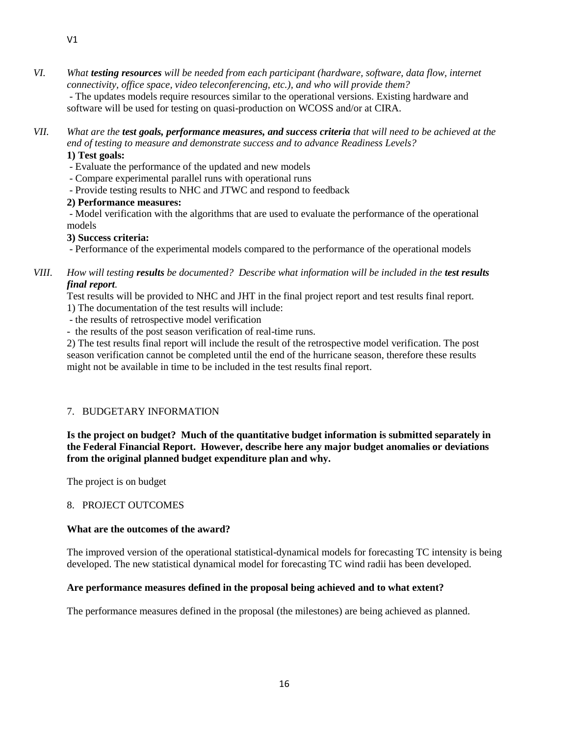*VI.* *What **testing resources** will be needed from each participant (hardware, software, data flow, internet connectivity, office space, video teleconferencing, etc.), and who will provide them?*
- The updates models require resources similar to the operational versions. Existing hardware and software will be used for testing on quasi-production on WCOSS and/or at CIRA.

*VII.* *What are the **test goals, performance measures, and success criteria** that will need to be achieved at the end of testing to measure and demonstrate success and to advance Readiness Levels?*

**1) Test goals:**

- Evaluate the performance of the updated and new models
- Compare experimental parallel runs with operational runs
- Provide testing results to NHC and JTWC and respond to feedback

**2) Performance measures:**

- Model verification with the algorithms that are used to evaluate the performance of the operational models

**3) Success criteria:**

- Performance of the experimental models compared to the performance of the operational models

*VIII.* *How will testing **results** be documented? Describe what information will be included in the **test results final report**.*

Test results will be provided to NHC and JHT in the final project report and test results final report.

1) The documentation of the test results will include:

- the results of retrospective model verification
- the results of the post season verification of real-time runs.

2) The test results final report will include the result of the retrospective model verification. The post season verification cannot be completed until the end of the hurricane season, therefore these results might not be available in time to be included in the test results final report.

## 7. BUDGETARY INFORMATION

**Is the project on budget? Much of the quantitative budget information is submitted separately in the Federal Financial Report. However, describe here any major budget anomalies or deviations from the original planned budget expenditure plan and why.**

The project is on budget

## 8. PROJECT OUTCOMES

**What are the outcomes of the award?**

The improved version of the operational statistical-dynamical models for forecasting TC intensity is being developed. The new statistical dynamical model for forecasting TC wind radii has been developed.

**Are performance measures defined in the proposal being achieved and to what extent?**

The performance measures defined in the proposal (the milestones) are being achieved as planned.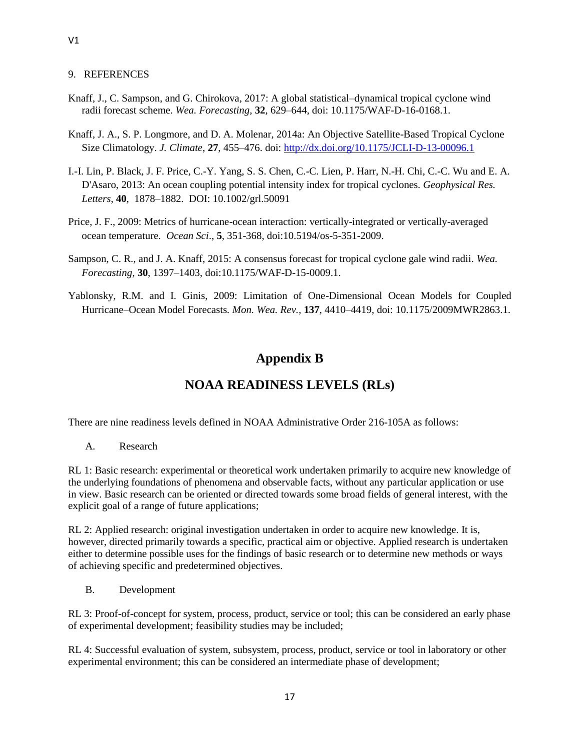## 9. REFERENCES

Knaff, J., C. Sampson, and G. Chirokova, 2017: A global statistical–dynamical tropical cyclone wind radii forecast scheme. *Wea. Forecasting*, **32**, 629–644, doi: 10.1175/WAF-D-16-0168.1.

Knaff, J. A., S. P. Longmore, and D. A. Molenar, 2014a: An Objective Satellite-Based Tropical Cyclone Size Climatology. *J. Climate*, **27**, 455–476. doi: http://dx.doi.org/10.1175/JCLI-D-13-00096.1

I.-I. Lin, P. Black, J. F. Price, C.-Y. Yang, S. S. Chen, C.-C. Lien, P. Harr, N.-H. Chi, C.-C. Wu and E. A. D'Asaro, 2013: An ocean coupling potential intensity index for tropical cyclones. *Geophysical Res. Letters*, **40**, 1878–1882. DOI: 10.1002/grl.50091

Price, J. F., 2009: Metrics of hurricane-ocean interaction: vertically-integrated or vertically-averaged ocean temperature. *Ocean Sci*., **5**, 351-368, doi:10.5194/os-5-351-2009.

Sampson, C. R., and J. A. Knaff, 2015: A consensus forecast for tropical cyclone gale wind radii. *Wea. Forecasting*, **30**, 1397–1403, doi:10.1175/WAF-D-15-0009.1.

Yablonsky, R.M. and I. Ginis, 2009: Limitation of One-Dimensional Ocean Models for Coupled Hurricane–Ocean Model Forecasts. *Mon. Wea. Rev.*, **137**, 4410–4419, doi: 10.1175/2009MWR2863.1.

# Appendix B

# NOAA READINESS LEVELS (RLs)

There are nine readiness levels defined in NOAA Administrative Order 216-105A as follows:

A. Research

RL 1: Basic research: experimental or theoretical work undertaken primarily to acquire new knowledge of the underlying foundations of phenomena and observable facts, without any particular application or use in view. Basic research can be oriented or directed towards some broad fields of general interest, with the explicit goal of a range of future applications;

RL 2: Applied research: original investigation undertaken in order to acquire new knowledge. It is, however, directed primarily towards a specific, practical aim or objective. Applied research is undertaken either to determine possible uses for the findings of basic research or to determine new methods or ways of achieving specific and predetermined objectives.

B. Development

RL 3: Proof-of-concept for system, process, product, service or tool; this can be considered an early phase of experimental development; feasibility studies may be included;

RL 4: Successful evaluation of system, subsystem, process, product, service or tool in laboratory or other experimental environment; this can be considered an intermediate phase of development;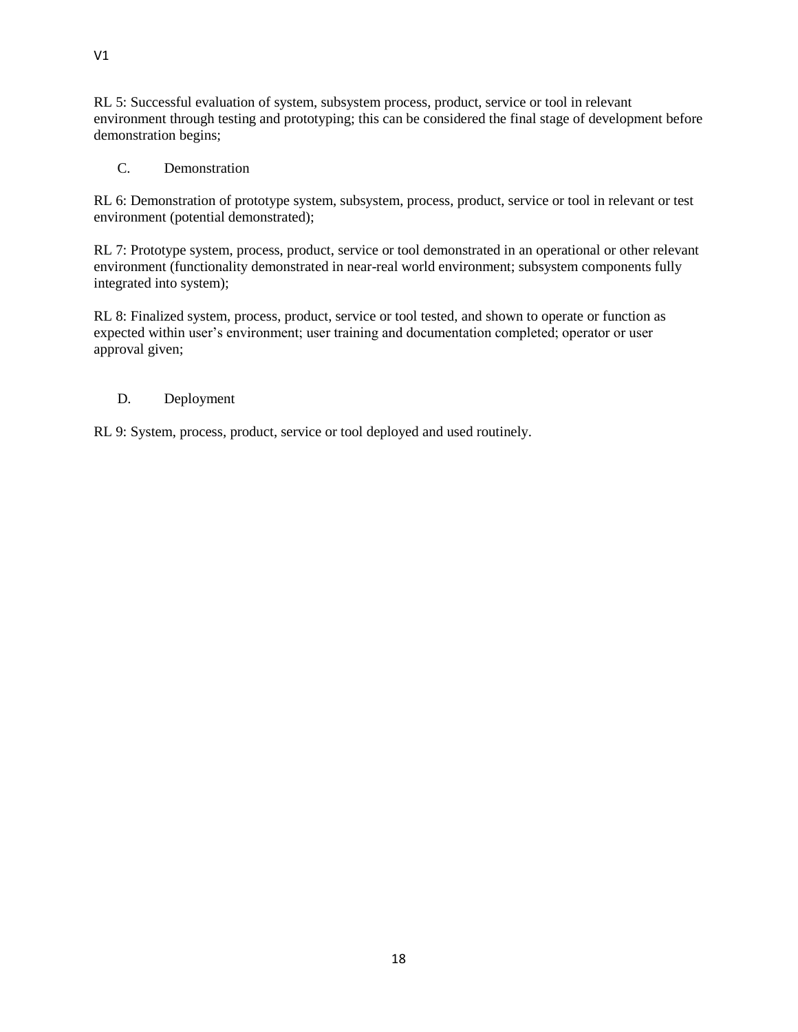RL 5: Successful evaluation of system, subsystem process, product, service or tool in relevant environment through testing and prototyping; this can be considered the final stage of development before demonstration begins;

C. Demonstration

RL 6: Demonstration of prototype system, subsystem, process, product, service or tool in relevant or test environment (potential demonstrated);

RL 7: Prototype system, process, product, service or tool demonstrated in an operational or other relevant environment (functionality demonstrated in near-real world environment; subsystem components fully integrated into system);

RL 8: Finalized system, process, product, service or tool tested, and shown to operate or function as expected within user's environment; user training and documentation completed; operator or user approval given;

D. Deployment

RL 9: System, process, product, service or tool deployed and used routinely.